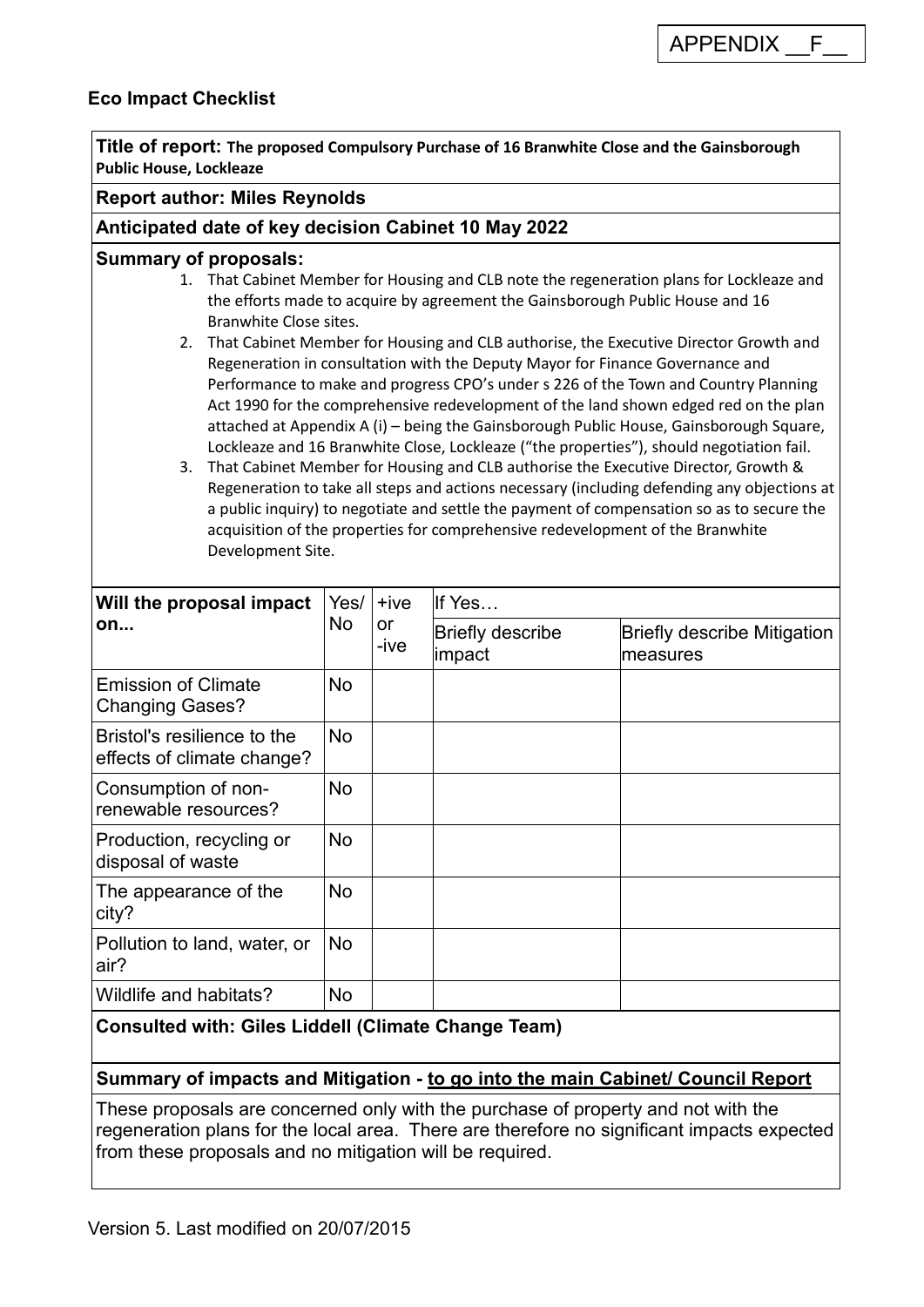APPENDIX __F__

**Eco Impact Checklist**

**Title of report:** **The proposed Compulsory Purchase of 16 Branwhite Close and the Gainsborough Public House, Lockleaze**

**Report author: Miles Reynolds**

**Anticipated date of key decision Cabinet 10 May 2022**

**Summary of proposals:**

1. That Cabinet Member for Housing and CLB note the regeneration plans for Lockleaze and the efforts made to acquire by agreement the Gainsborough Public House and 16 Branwhite Close sites.
2. That Cabinet Member for Housing and CLB authorise, the Executive Director Growth and Regeneration in consultation with the Deputy Mayor for Finance Governance and Performance to make and progress CPO's under s 226 of the Town and Country Planning Act 1990 for the comprehensive redevelopment of the land shown edged red on the plan attached at Appendix A (i) – being the Gainsborough Public House, Gainsborough Square, Lockleaze and 16 Branwhite Close, Lockleaze ("the properties"), should negotiation fail.
3. That Cabinet Member for Housing and CLB authorise the Executive Director, Growth & Regeneration to take all steps and actions necessary (including defending any objections at a public inquiry) to negotiate and settle the payment of compensation so as to secure the acquisition of the properties for comprehensive redevelopment of the Branwhite Development Site.

| Will the proposal impact on... | Yes/ No | +ive or -ive | If Yes… Briefly describe impact | Briefly describe Mitigation measures |
|---|---|---|---|---|
| Emission of Climate Changing Gases? | No | | | |
| Bristol's resilience to the effects of climate change? | No | | | |
| Consumption of non-renewable resources? | No | | | |
| Production, recycling or disposal of waste | No | | | |
| The appearance of the city? | No | | | |
| Pollution to land, water, or air? | No | | | |
| Wildlife and habitats? | No | | | |

**Consulted with: Giles Liddell (Climate Change Team)**

**Summary of impacts and Mitigation - to go into the main Cabinet/ Council Report**

These proposals are concerned only with the purchase of property and not with the regeneration plans for the local area. There are therefore no significant impacts expected from these proposals and no mitigation will be required.

Version 5. Last modified on 20/07/2015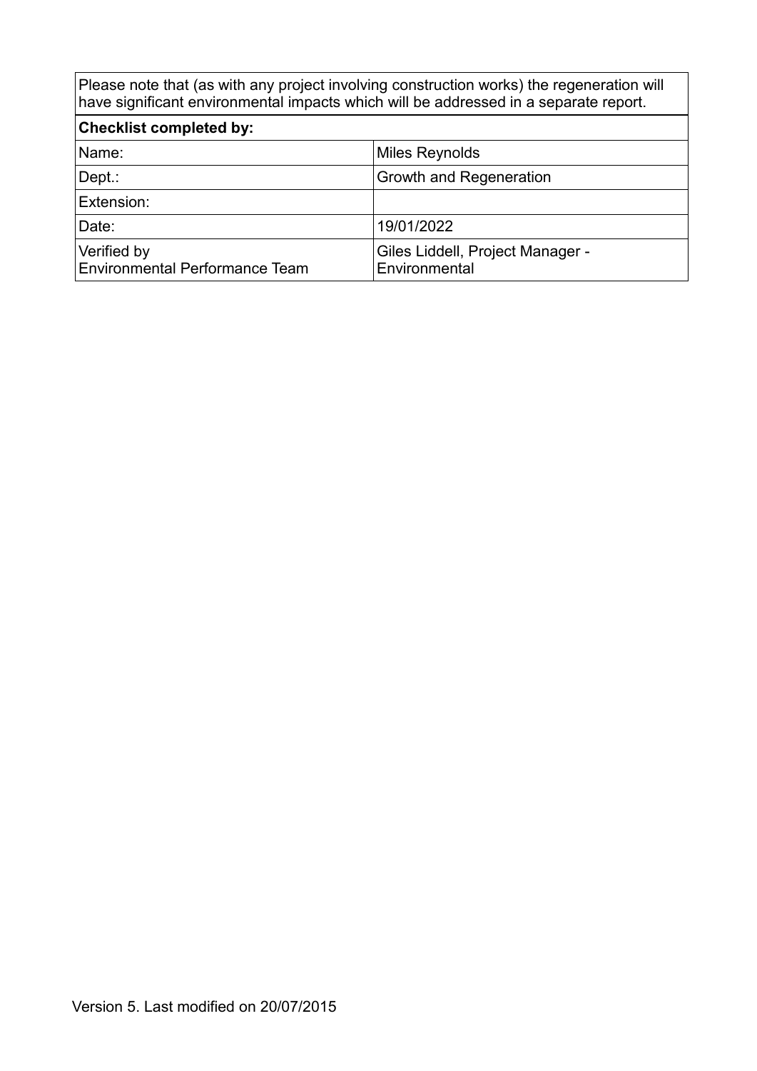| | |
|---|---|
| Please note that (as with any project involving construction works) the regeneration will have significant environmental impacts which will be addressed in a separate report. | |
| **Checklist completed by:** | |
| Name: | Miles Reynolds |
| Dept.: | Growth and Regeneration |
| Extension: | |
| Date: | 19/01/2022 |
| Verified by Environmental Performance Team | Giles Liddell, Project Manager - Environmental |

Version 5. Last modified on 20/07/2015